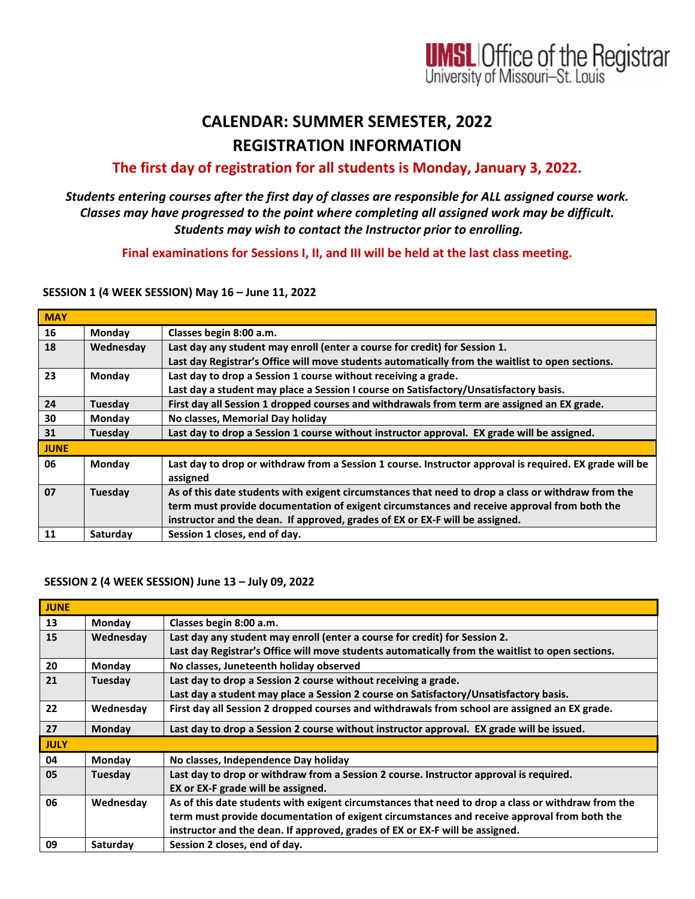UMSL Office of the Registrar
University of Missouri–St. Louis

# CALENDAR: SUMMER SEMESTER, 2022
# REGISTRATION INFORMATION

**The first day of registration for all students is Monday, January 3, 2022.**

***Students entering courses after the first day of classes are responsible for ALL assigned course work. Classes may have progressed to the point where completing all assigned work may be difficult. Students may wish to contact the Instructor prior to enrolling.***

**Final examinations for Sessions I, II, and III will be held at the last class meeting.**

**SESSION 1 (4 WEEK SESSION) May 16 – June 11, 2022**

| MAY | | |
|---|---|---|
| 16 | Monday | Classes begin 8:00 a.m. |
| 18 | Wednesday | Last day any student may enroll (enter a course for credit) for Session 1.<br>Last day Registrar's Office will move students automatically from the waitlist to open sections. |
| 23 | Monday | Last day to drop a Session 1 course without receiving a grade.<br>Last day a student may place a Session I course on Satisfactory/Unsatisfactory basis. |
| 24 | Tuesday | First day all Session 1 dropped courses and withdrawals from term are assigned an EX grade. |
| 30 | Monday | No classes, Memorial Day holiday |
| 31 | Tuesday | Last day to drop a Session 1 course without instructor approval. EX grade will be assigned. |
| **JUNE** | | |
| 06 | Monday | Last day to drop or withdraw from a Session 1 course. Instructor approval is required. EX grade will be assigned |
| 07 | Tuesday | As of this date students with exigent circumstances that need to drop a class or withdraw from the term must provide documentation of exigent circumstances and receive approval from both the instructor and the dean. If approved, grades of EX or EX-F will be assigned. |
| 11 | Saturday | Session 1 closes, end of day. |

**SESSION 2 (4 WEEK SESSION) June 13 – July 09, 2022**

| JUNE | | |
|---|---|---|
| 13 | Monday | Classes begin 8:00 a.m. |
| 15 | Wednesday | Last day any student may enroll (enter a course for credit) for Session 2.<br>Last day Registrar's Office will move students automatically from the waitlist to open sections. |
| 20 | Monday | No classes, Juneteenth holiday observed |
| 21 | Tuesday | Last day to drop a Session 2 course without receiving a grade.<br>Last day a student may place a Session 2 course on Satisfactory/Unsatisfactory basis. |
| 22 | Wednesday | First day all Session 2 dropped courses and withdrawals from school are assigned an EX grade. |
| 27 | Monday | Last day to drop a Session 2 course without instructor approval. EX grade will be issued. |
| **JULY** | | |
| 04 | Monday | No classes, Independence Day holiday |
| 05 | Tuesday | Last day to drop or withdraw from a Session 2 course. Instructor approval is required.<br>EX or EX-F grade will be assigned. |
| 06 | Wednesday | As of this date students with exigent circumstances that need to drop a class or withdraw from the term must provide documentation of exigent circumstances and receive approval from both the instructor and the dean. If approved, grades of EX or EX-F will be assigned. |
| 09 | Saturday | Session 2 closes, end of day. |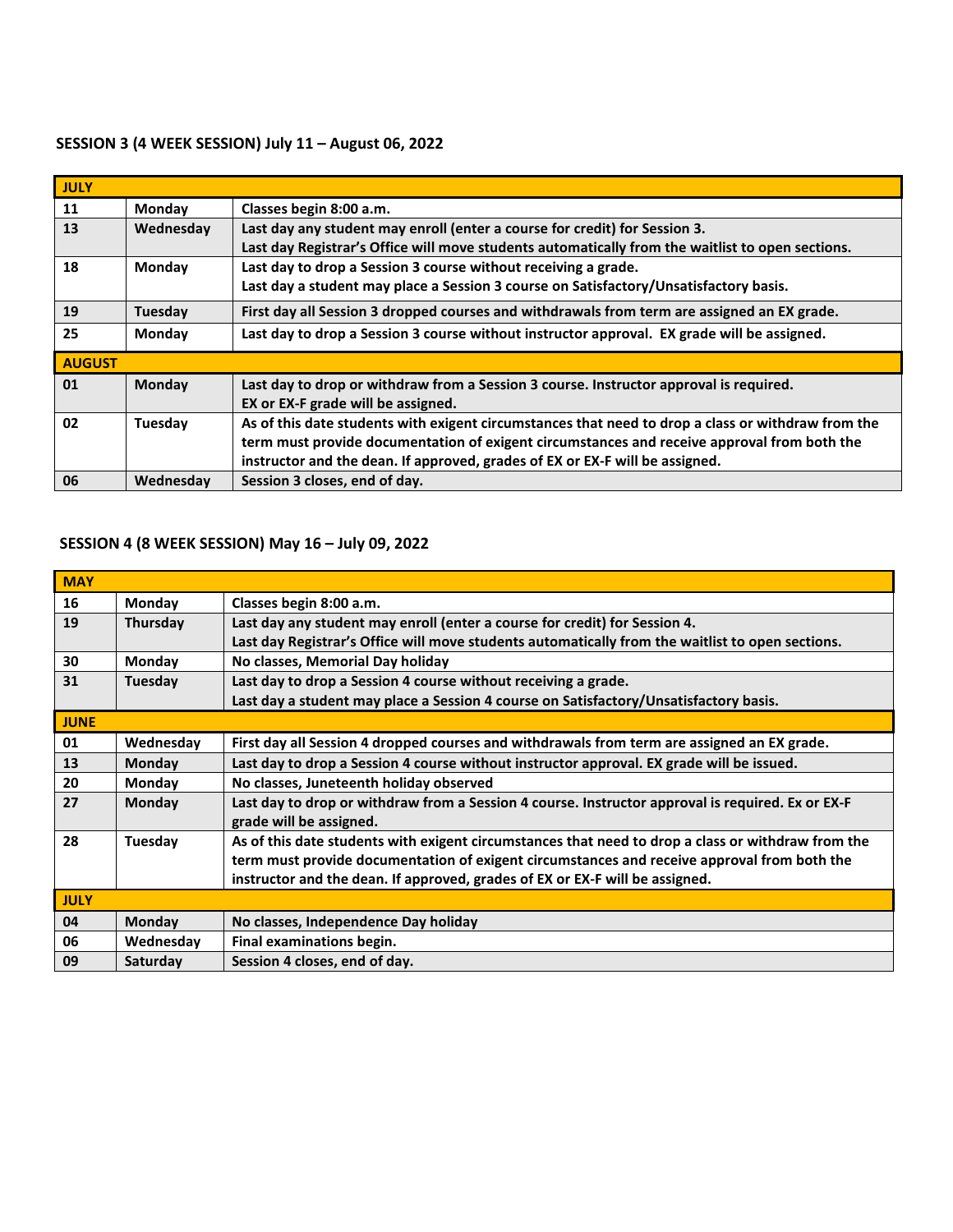### SESSION 3 (4 WEEK SESSION) July 11 – August 06, 2022

| JULY | | |
|---|---|---|
| 11 | Monday | Classes begin 8:00 a.m. |
| 13 | Wednesday | Last day any student may enroll (enter a course for credit) for Session 3.<br>Last day Registrar's Office will move students automatically from the waitlist to open sections. |
| 18 | Monday | Last day to drop a Session 3 course without receiving a grade.<br>Last day a student may place a Session 3 course on Satisfactory/Unsatisfactory basis. |
| 19 | Tuesday | First day all Session 3 dropped courses and withdrawals from term are assigned an EX grade. |
| 25 | Monday | Last day to drop a Session 3 course without instructor approval. EX grade will be assigned. |
| **AUGUST** | | |
| 01 | Monday | Last day to drop or withdraw from a Session 3 course. Instructor approval is required.<br>EX or EX-F grade will be assigned. |
| 02 | Tuesday | As of this date students with exigent circumstances that need to drop a class or withdraw from the term must provide documentation of exigent circumstances and receive approval from both the instructor and the dean. If approved, grades of EX or EX-F will be assigned. |
| 06 | Wednesday | Session 3 closes, end of day. |

### SESSION 4 (8 WEEK SESSION) May 16 – July 09, 2022

| MAY | | |
|---|---|---|
| 16 | Monday | Classes begin 8:00 a.m. |
| 19 | Thursday | Last day any student may enroll (enter a course for credit) for Session 4.<br>Last day Registrar's Office will move students automatically from the waitlist to open sections. |
| 30 | Monday | No classes, Memorial Day holiday |
| 31 | Tuesday | Last day to drop a Session 4 course without receiving a grade.<br>Last day a student may place a Session 4 course on Satisfactory/Unsatisfactory basis. |
| **JUNE** | | |
| 01 | Wednesday | First day all Session 4 dropped courses and withdrawals from term are assigned an EX grade. |
| 13 | Monday | Last day to drop a Session 4 course without instructor approval. EX grade will be issued. |
| 20 | Monday | No classes, Juneteenth holiday observed |
| 27 | Monday | Last day to drop or withdraw from a Session 4 course. Instructor approval is required. Ex or EX-F grade will be assigned. |
| 28 | Tuesday | As of this date students with exigent circumstances that need to drop a class or withdraw from the term must provide documentation of exigent circumstances and receive approval from both the instructor and the dean. If approved, grades of EX or EX-F will be assigned. |
| **JULY** | | |
| 04 | Monday | No classes, Independence Day holiday |
| 06 | Wednesday | Final examinations begin. |
| 09 | Saturday | Session 4 closes, end of day. |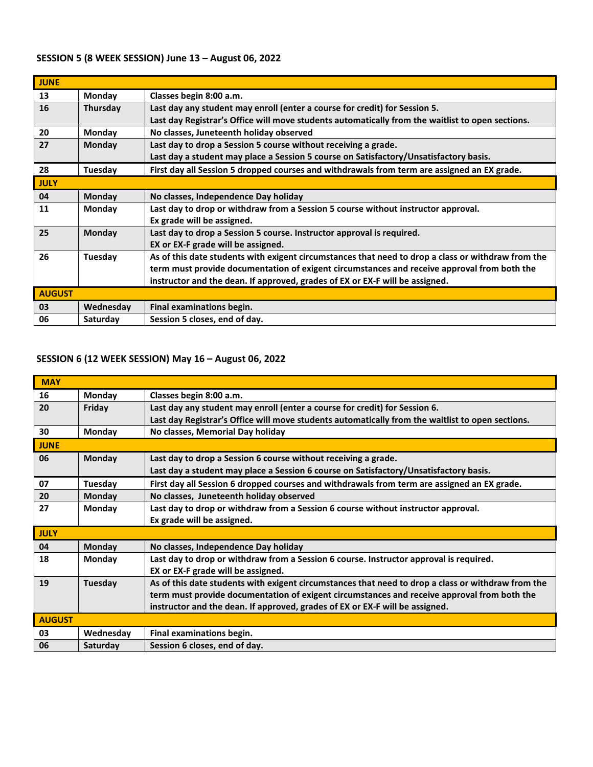**SESSION 5 (8 WEEK SESSION) June 13 – August 06, 2022**

| | | |
|---|---|---|
| **JUNE** | | |
| 13 | Monday | Classes begin 8:00 a.m. |
| 16 | Thursday | Last day any student may enroll (enter a course for credit) for Session 5.<br>Last day Registrar's Office will move students automatically from the waitlist to open sections. |
| 20 | Monday | No classes, Juneteenth holiday observed |
| 27 | Monday | Last day to drop a Session 5 course without receiving a grade.<br>Last day a student may place a Session 5 course on Satisfactory/Unsatisfactory basis. |
| 28 | Tuesday | First day all Session 5 dropped courses and withdrawals from term are assigned an EX grade. |
| **JULY** | | |
| 04 | Monday | No classes, Independence Day holiday |
| 11 | Monday | Last day to drop or withdraw from a Session 5 course without instructor approval.<br>Ex grade will be assigned. |
| 25 | Monday | Last day to drop a Session 5 course. Instructor approval is required.<br>EX or EX-F grade will be assigned. |
| 26 | Tuesday | As of this date students with exigent circumstances that need to drop a class or withdraw from the term must provide documentation of exigent circumstances and receive approval from both the instructor and the dean. If approved, grades of EX or EX-F will be assigned. |
| **AUGUST** | | |
| 03 | Wednesday | Final examinations begin. |
| 06 | Saturday | Session 5 closes, end of day. |

**SESSION 6 (12 WEEK SESSION) May 16 – August 06, 2022**

| | | |
|---|---|---|
| **MAY** | | |
| 16 | Monday | Classes begin 8:00 a.m. |
| 20 | Friday | Last day any student may enroll (enter a course for credit) for Session 6.<br>Last day Registrar's Office will move students automatically from the waitlist to open sections. |
| 30 | Monday | No classes, Memorial Day holiday |
| **JUNE** | | |
| 06 | Monday | Last day to drop a Session 6 course without receiving a grade.<br>Last day a student may place a Session 6 course on Satisfactory/Unsatisfactory basis. |
| 07 | Tuesday | First day all Session 6 dropped courses and withdrawals from term are assigned an EX grade. |
| 20 | Monday | No classes, Juneteenth holiday observed |
| 27 | Monday | Last day to drop or withdraw from a Session 6 course without instructor approval.<br>Ex grade will be assigned. |
| **JULY** | | |
| 04 | Monday | No classes, Independence Day holiday |
| 18 | Monday | Last day to drop or withdraw from a Session 6 course. Instructor approval is required.<br>EX or EX-F grade will be assigned. |
| 19 | Tuesday | As of this date students with exigent circumstances that need to drop a class or withdraw from the term must provide documentation of exigent circumstances and receive approval from both the instructor and the dean. If approved, grades of EX or EX-F will be assigned. |
| **AUGUST** | | |
| 03 | Wednesday | Final examinations begin. |
| 06 | Saturday | Session 6 closes, end of day. |